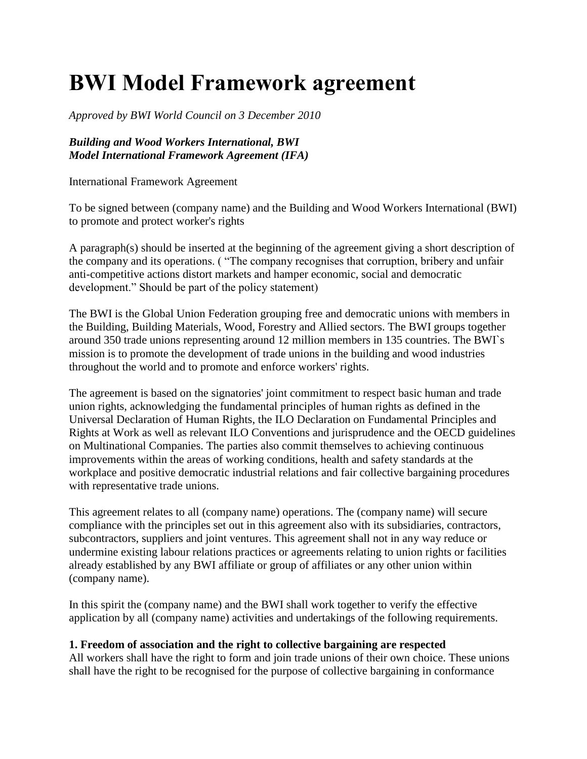# BWI Model Framework agreement

*Approved by BWI World Council on 3 December 2010*

***Building and Wood Workers International, BWI***
***Model International Framework Agreement (IFA)***

International Framework Agreement

To be signed between (company name) and the Building and Wood Workers International (BWI) to promote and protect worker's rights

A paragraph(s) should be inserted at the beginning of the agreement giving a short description of the company and its operations. ( "The company recognises that corruption, bribery and unfair anti-competitive actions distort markets and hamper economic, social and democratic development." Should be part of the policy statement)

The BWI is the Global Union Federation grouping free and democratic unions with members in the Building, Building Materials, Wood, Forestry and Allied sectors. The BWI groups together around 350 trade unions representing around 12 million members in 135 countries. The BWI`s mission is to promote the development of trade unions in the building and wood industries throughout the world and to promote and enforce workers' rights.

The agreement is based on the signatories' joint commitment to respect basic human and trade union rights, acknowledging the fundamental principles of human rights as defined in the Universal Declaration of Human Rights, the ILO Declaration on Fundamental Principles and Rights at Work as well as relevant ILO Conventions and jurisprudence and the OECD guidelines on Multinational Companies. The parties also commit themselves to achieving continuous improvements within the areas of working conditions, health and safety standards at the workplace and positive democratic industrial relations and fair collective bargaining procedures with representative trade unions.

This agreement relates to all (company name) operations. The (company name) will secure compliance with the principles set out in this agreement also with its subsidiaries, contractors, subcontractors, suppliers and joint ventures. This agreement shall not in any way reduce or undermine existing labour relations practices or agreements relating to union rights or facilities already established by any BWI affiliate or group of affiliates or any other union within (company name).

In this spirit the (company name) and the BWI shall work together to verify the effective application by all (company name) activities and undertakings of the following requirements.

**1. Freedom of association and the right to collective bargaining are respected**
All workers shall have the right to form and join trade unions of their own choice. These unions shall have the right to be recognised for the purpose of collective bargaining in conformance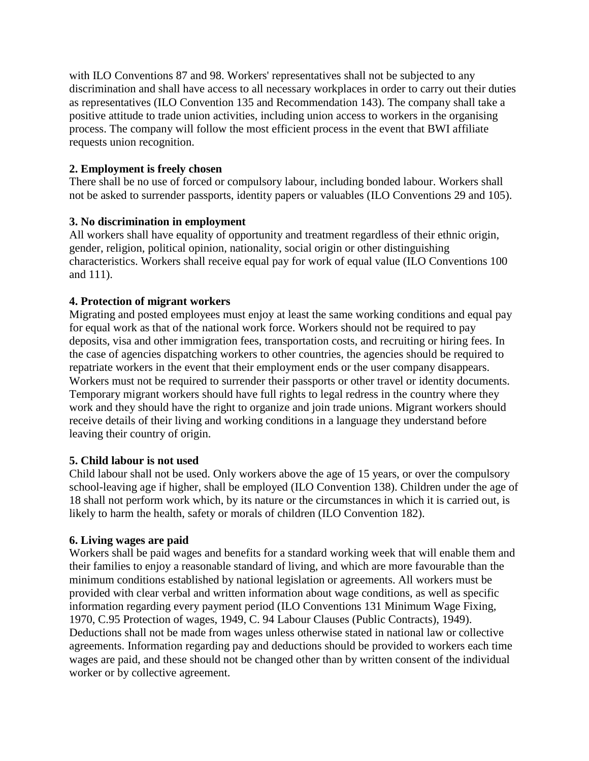with ILO Conventions 87 and 98. Workers' representatives shall not be subjected to any discrimination and shall have access to all necessary workplaces in order to carry out their duties as representatives (ILO Convention 135 and Recommendation 143). The company shall take a positive attitude to trade union activities, including union access to workers in the organising process. The company will follow the most efficient process in the event that BWI affiliate requests union recognition.

**2. Employment is freely chosen**

There shall be no use of forced or compulsory labour, including bonded labour. Workers shall not be asked to surrender passports, identity papers or valuables (ILO Conventions 29 and 105).

**3. No discrimination in employment**

All workers shall have equality of opportunity and treatment regardless of their ethnic origin, gender, religion, political opinion, nationality, social origin or other distinguishing characteristics. Workers shall receive equal pay for work of equal value (ILO Conventions 100 and 111).

**4. Protection of migrant workers**

Migrating and posted employees must enjoy at least the same working conditions and equal pay for equal work as that of the national work force. Workers should not be required to pay deposits, visa and other immigration fees, transportation costs, and recruiting or hiring fees. In the case of agencies dispatching workers to other countries, the agencies should be required to repatriate workers in the event that their employment ends or the user company disappears. Workers must not be required to surrender their passports or other travel or identity documents. Temporary migrant workers should have full rights to legal redress in the country where they work and they should have the right to organize and join trade unions. Migrant workers should receive details of their living and working conditions in a language they understand before leaving their country of origin.

**5. Child labour is not used**

Child labour shall not be used. Only workers above the age of 15 years, or over the compulsory school-leaving age if higher, shall be employed (ILO Convention 138). Children under the age of 18 shall not perform work which, by its nature or the circumstances in which it is carried out, is likely to harm the health, safety or morals of children (ILO Convention 182).

**6. Living wages are paid**

Workers shall be paid wages and benefits for a standard working week that will enable them and their families to enjoy a reasonable standard of living, and which are more favourable than the minimum conditions established by national legislation or agreements. All workers must be provided with clear verbal and written information about wage conditions, as well as specific information regarding every payment period (ILO Conventions 131 Minimum Wage Fixing, 1970, C.95 Protection of wages, 1949, C. 94 Labour Clauses (Public Contracts), 1949). Deductions shall not be made from wages unless otherwise stated in national law or collective agreements. Information regarding pay and deductions should be provided to workers each time wages are paid, and these should not be changed other than by written consent of the individual worker or by collective agreement.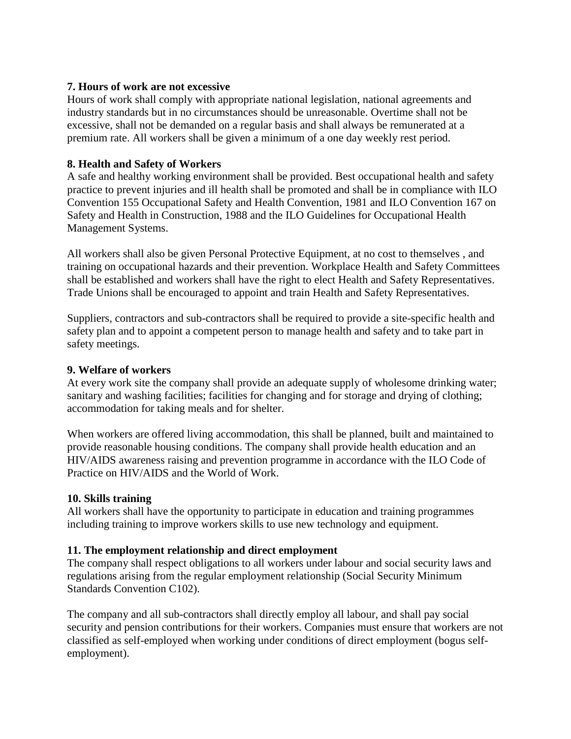**7. Hours of work are not excessive**

Hours of work shall comply with appropriate national legislation, national agreements and industry standards but in no circumstances should be unreasonable. Overtime shall not be excessive, shall not be demanded on a regular basis and shall always be remunerated at a premium rate. All workers shall be given a minimum of a one day weekly rest period.

**8. Health and Safety of Workers**

A safe and healthy working environment shall be provided. Best occupational health and safety practice to prevent injuries and ill health shall be promoted and shall be in compliance with ILO Convention 155 Occupational Safety and Health Convention, 1981 and ILO Convention 167 on Safety and Health in Construction, 1988 and the ILO Guidelines for Occupational Health Management Systems.

All workers shall also be given Personal Protective Equipment, at no cost to themselves , and training on occupational hazards and their prevention. Workplace Health and Safety Committees shall be established and workers shall have the right to elect Health and Safety Representatives. Trade Unions shall be encouraged to appoint and train Health and Safety Representatives.

Suppliers, contractors and sub-contractors shall be required to provide a site-specific health and safety plan and to appoint a competent person to manage health and safety and to take part in safety meetings.

**9. Welfare of workers**

At every work site the company shall provide an adequate supply of wholesome drinking water; sanitary and washing facilities; facilities for changing and for storage and drying of clothing; accommodation for taking meals and for shelter.

When workers are offered living accommodation, this shall be planned, built and maintained to provide reasonable housing conditions. The company shall provide health education and an HIV/AIDS awareness raising and prevention programme in accordance with the ILO Code of Practice on HIV/AIDS and the World of Work.

**10. Skills training**

All workers shall have the opportunity to participate in education and training programmes including training to improve workers skills to use new technology and equipment.

**11. The employment relationship and direct employment**

The company shall respect obligations to all workers under labour and social security laws and regulations arising from the regular employment relationship (Social Security Minimum Standards Convention C102).

The company and all sub-contractors shall directly employ all labour, and shall pay social security and pension contributions for their workers. Companies must ensure that workers are not classified as self-employed when working under conditions of direct employment (bogus self-employment).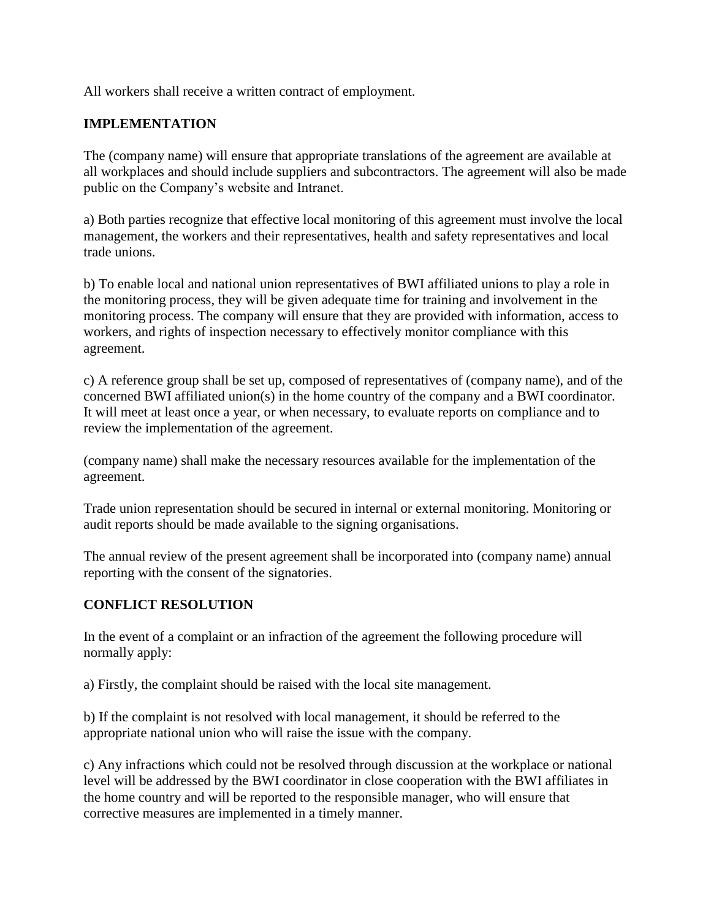All workers shall receive a written contract of employment.

## IMPLEMENTATION

The (company name) will ensure that appropriate translations of the agreement are available at all workplaces and should include suppliers and subcontractors. The agreement will also be made public on the Company's website and Intranet.

a) Both parties recognize that effective local monitoring of this agreement must involve the local management, the workers and their representatives, health and safety representatives and local trade unions.

b) To enable local and national union representatives of BWI affiliated unions to play a role in the monitoring process, they will be given adequate time for training and involvement in the monitoring process. The company will ensure that they are provided with information, access to workers, and rights of inspection necessary to effectively monitor compliance with this agreement.

c) A reference group shall be set up, composed of representatives of (company name), and of the concerned BWI affiliated union(s) in the home country of the company and a BWI coordinator. It will meet at least once a year, or when necessary, to evaluate reports on compliance and to review the implementation of the agreement.

(company name) shall make the necessary resources available for the implementation of the agreement.

Trade union representation should be secured in internal or external monitoring. Monitoring or audit reports should be made available to the signing organisations.

The annual review of the present agreement shall be incorporated into (company name) annual reporting with the consent of the signatories.

## CONFLICT RESOLUTION

In the event of a complaint or an infraction of the agreement the following procedure will normally apply:

a) Firstly, the complaint should be raised with the local site management.

b) If the complaint is not resolved with local management, it should be referred to the appropriate national union who will raise the issue with the company.

c) Any infractions which could not be resolved through discussion at the workplace or national level will be addressed by the BWI coordinator in close cooperation with the BWI affiliates in the home country and will be reported to the responsible manager, who will ensure that corrective measures are implemented in a timely manner.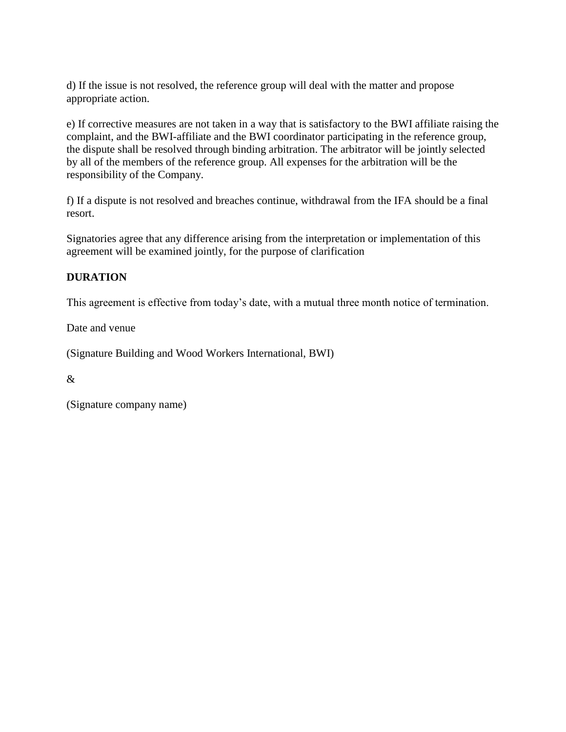d) If the issue is not resolved, the reference group will deal with the matter and propose appropriate action.

e) If corrective measures are not taken in a way that is satisfactory to the BWI affiliate raising the complaint, and the BWI-affiliate and the BWI coordinator participating in the reference group, the dispute shall be resolved through binding arbitration. The arbitrator will be jointly selected by all of the members of the reference group. All expenses for the arbitration will be the responsibility of the Company.

f) If a dispute is not resolved and breaches continue, withdrawal from the IFA should be a final resort.

Signatories agree that any difference arising from the interpretation or implementation of this agreement will be examined jointly, for the purpose of clarification

**DURATION**

This agreement is effective from today's date, with a mutual three month notice of termination.

Date and venue

(Signature Building and Wood Workers International, BWI)

&

(Signature company name)